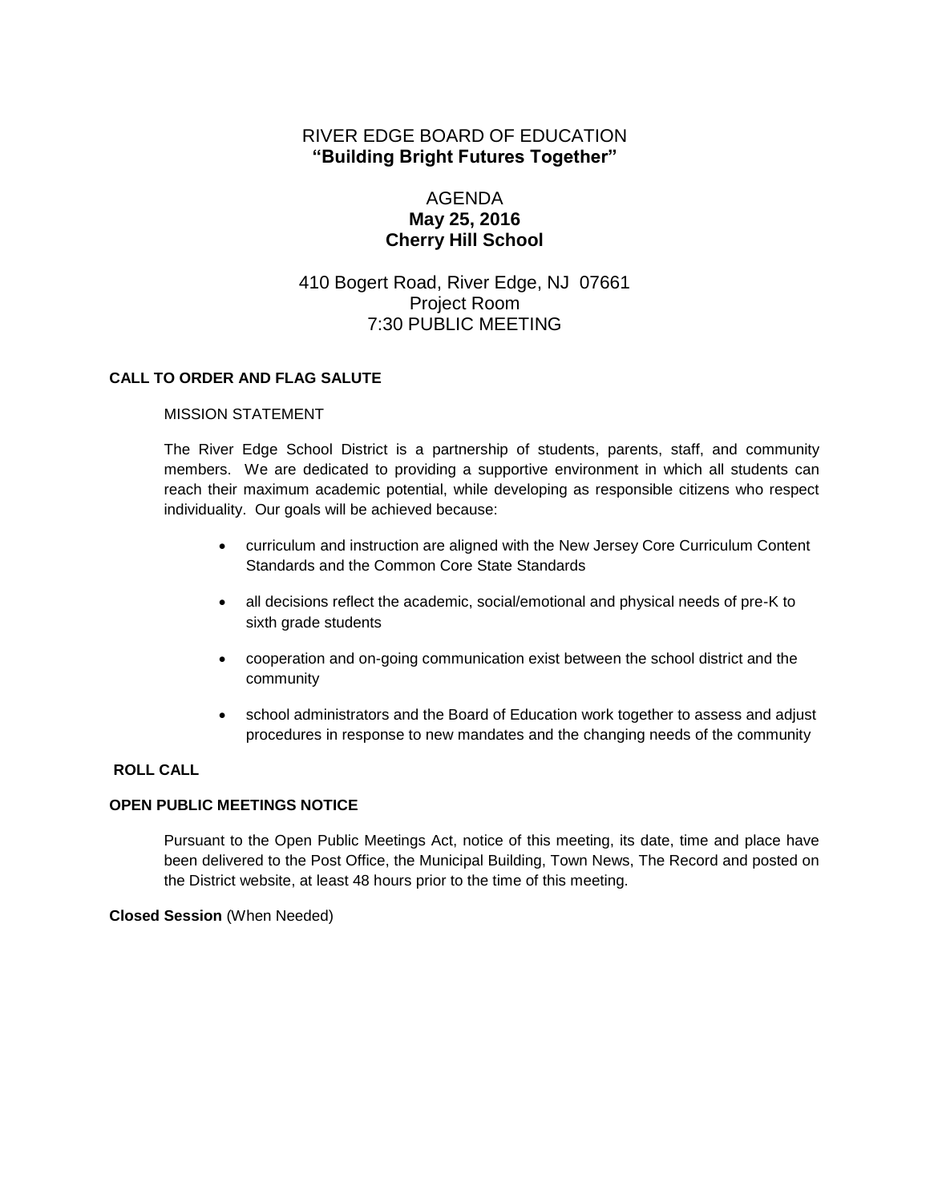# RIVER EDGE BOARD OF EDUCATION
## **"Building Bright Futures Together"**

AGENDA
**May 25, 2016**
**Cherry Hill School**

410 Bogert Road, River Edge, NJ 07661
Project Room
7:30 PUBLIC MEETING

**CALL TO ORDER AND FLAG SALUTE**

MISSION STATEMENT

The River Edge School District is a partnership of students, parents, staff, and community members. We are dedicated to providing a supportive environment in which all students can reach their maximum academic potential, while developing as responsible citizens who respect individuality. Our goals will be achieved because:

- curriculum and instruction are aligned with the New Jersey Core Curriculum Content Standards and the Common Core State Standards
- all decisions reflect the academic, social/emotional and physical needs of pre-K to sixth grade students
- cooperation and on-going communication exist between the school district and the community
- school administrators and the Board of Education work together to assess and adjust procedures in response to new mandates and the changing needs of the community

**ROLL CALL**

**OPEN PUBLIC MEETINGS NOTICE**

Pursuant to the Open Public Meetings Act, notice of this meeting, its date, time and place have been delivered to the Post Office, the Municipal Building, Town News, The Record and posted on the District website, at least 48 hours prior to the time of this meeting.

**Closed Session** (When Needed)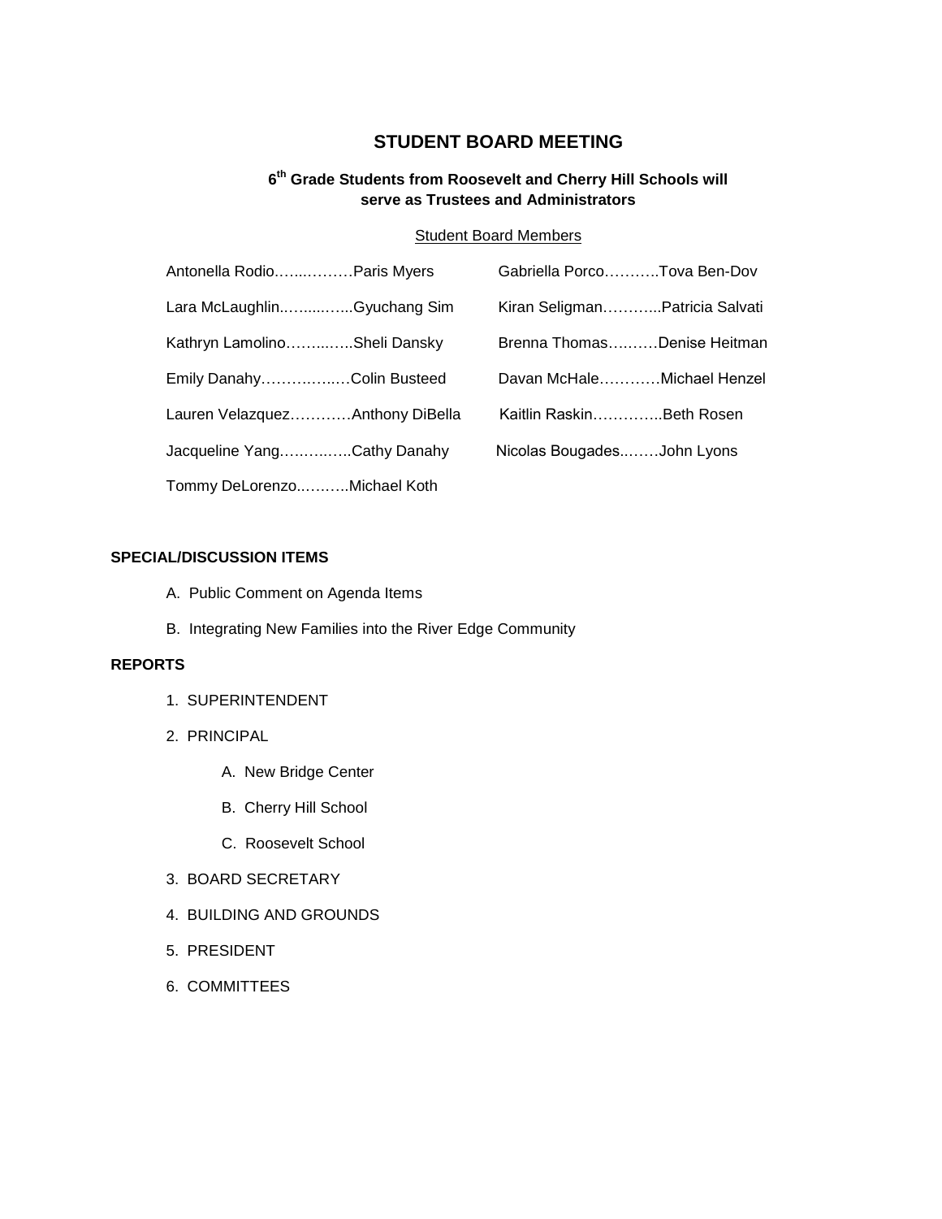# STUDENT BOARD MEETING

### 6th Grade Students from Roosevelt and Cherry Hill Schools will serve as Trustees and Administrators

Student Board Members

Antonella Rodio……..………Paris Myers

Lara McLaughlin..…......…...Gyuchang Sim

Kathryn Lamolino……...…...Sheli Dansky

Emily Danahy…………..…Colin Busteed

Lauren Velazquez…………Anthony DiBella

Jacqueline Yang….….…...Cathy Danahy

Tommy DeLorenzo..……...Michael Koth

Gabriella Porco………..Tova Ben-Dov

Kiran Seligman………...Patricia Salvati

Brenna Thomas….……Denise Heitman

Davan McHale…………Michael Henzel

Kaitlin Raskin…………..Beth Rosen

Nicolas Bougades..……John Lyons

**SPECIAL/DISCUSSION ITEMS**

A. Public Comment on Agenda Items

B. Integrating New Families into the River Edge Community

**REPORTS**

1. SUPERINTENDENT
2. PRINCIPAL
    - A. New Bridge Center
    - B. Cherry Hill School
    - C. Roosevelt School
3. BOARD SECRETARY
4. BUILDING AND GROUNDS
5. PRESIDENT
6. COMMITTEES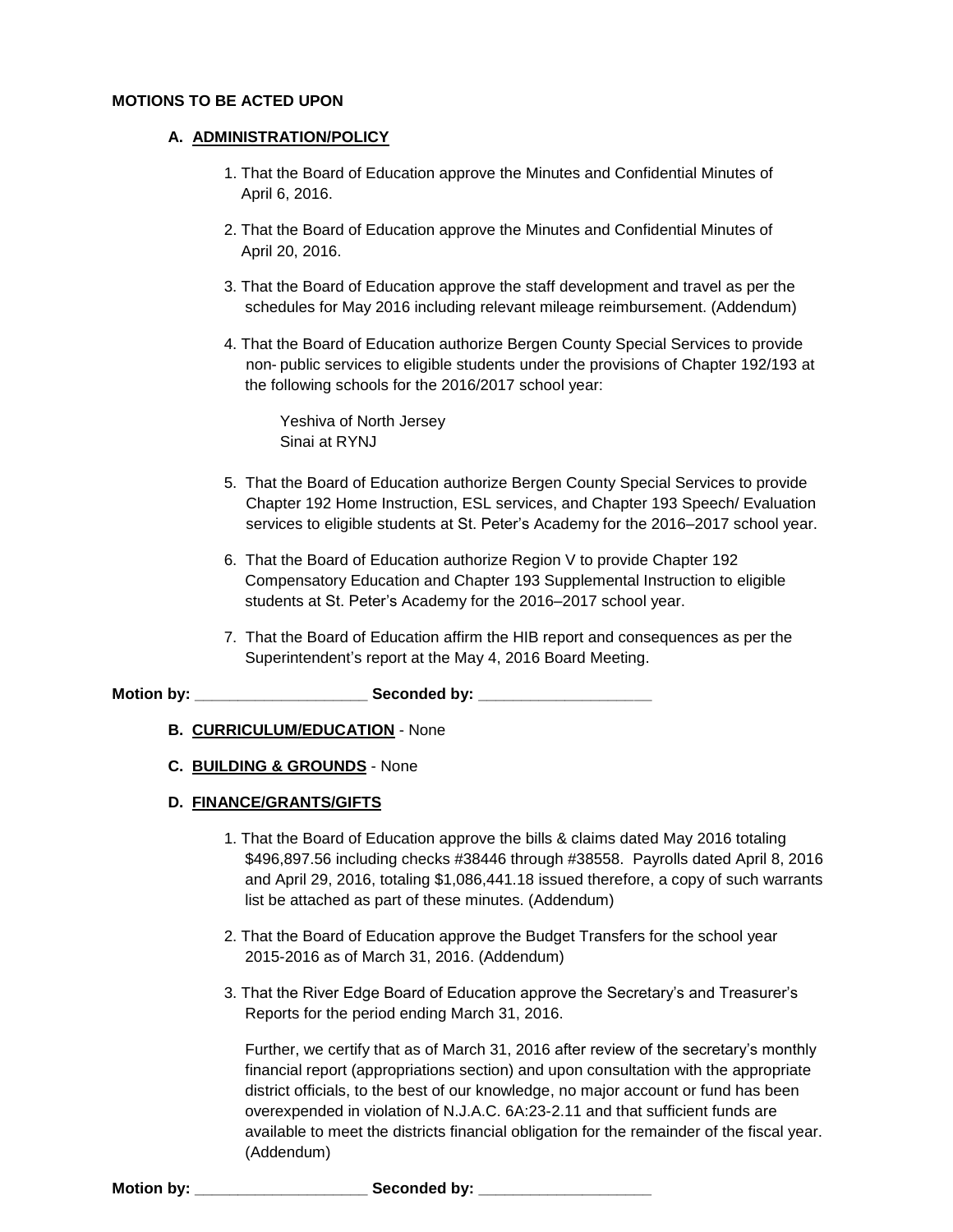**MOTIONS TO BE ACTED UPON**

**A. ADMINISTRATION/POLICY**

1. That the Board of Education approve the Minutes and Confidential Minutes of April 6, 2016.

2. That the Board of Education approve the Minutes and Confidential Minutes of April 20, 2016.

3. That the Board of Education approve the staff development and travel as per the schedules for May 2016 including relevant mileage reimbursement. (Addendum)

4. That the Board of Education authorize Bergen County Special Services to provide non- public services to eligible students under the provisions of Chapter 192/193 at the following schools for the 2016/2017 school year:

   Yeshiva of North Jersey
   Sinai at RYNJ

5. That the Board of Education authorize Bergen County Special Services to provide Chapter 192 Home Instruction, ESL services, and Chapter 193 Speech/ Evaluation services to eligible students at St. Peter's Academy for the 2016–2017 school year.

6. That the Board of Education authorize Region V to provide Chapter 192 Compensatory Education and Chapter 193 Supplemental Instruction to eligible students at St. Peter's Academy for the 2016–2017 school year.

7. That the Board of Education affirm the HIB report and consequences as per the Superintendent's report at the May 4, 2016 Board Meeting.

**Motion by: ____________________ Seconded by: ____________________**

**B. CURRICULUM/EDUCATION** - None

**C. BUILDING & GROUNDS** - None

**D. FINANCE/GRANTS/GIFTS**

1. That the Board of Education approve the bills & claims dated May 2016 totaling $496,897.56 including checks #38446 through #38558. Payrolls dated April 8, 2016 and April 29, 2016, totaling $1,086,441.18 issued therefore, a copy of such warrants list be attached as part of these minutes. (Addendum)

2. That the Board of Education approve the Budget Transfers for the school year 2015-2016 as of March 31, 2016. (Addendum)

3. That the River Edge Board of Education approve the Secretary's and Treasurer's Reports for the period ending March 31, 2016.

   Further, we certify that as of March 31, 2016 after review of the secretary's monthly financial report (appropriations section) and upon consultation with the appropriate district officials, to the best of our knowledge, no major account or fund has been overexpended in violation of N.J.A.C. 6A:23-2.11 and that sufficient funds are available to meet the districts financial obligation for the remainder of the fiscal year. (Addendum)

**Motion by: ____________________ Seconded by: ____________________**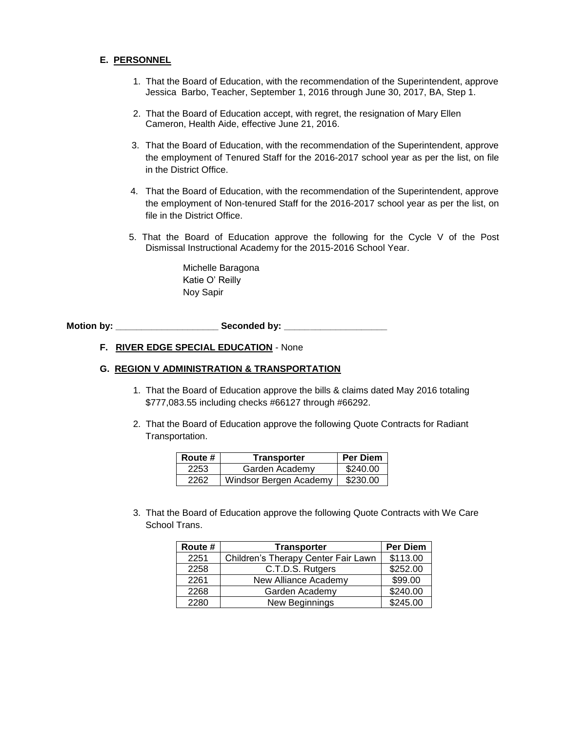### E. PERSONNEL

1. That the Board of Education, with the recommendation of the Superintendent, approve Jessica Barbo, Teacher, September 1, 2016 through June 30, 2017, BA, Step 1.

2. That the Board of Education accept, with regret, the resignation of Mary Ellen Cameron, Health Aide, effective June 21, 2016.

3. That the Board of Education, with the recommendation of the Superintendent, approve the employment of Tenured Staff for the 2016-2017 school year as per the list, on file in the District Office.

4. That the Board of Education, with the recommendation of the Superintendent, approve the employment of Non-tenured Staff for the 2016-2017 school year as per the list, on file in the District Office.

5. That the Board of Education approve the following for the Cycle V of the Post Dismissal Instructional Academy for the 2015-2016 School Year.

   Michelle Baragona
   Katie O' Reilly
   Noy Sapir

**Motion by: ____________________ Seconded by: ____________________**

### F. RIVER EDGE SPECIAL EDUCATION - None

### G. REGION V ADMINISTRATION & TRANSPORTATION

1. That the Board of Education approve the bills & claims dated May 2016 totaling $777,083.55 including checks #66127 through #66292.

2. That the Board of Education approve the following Quote Contracts for Radiant Transportation.

| Route # | Transporter | Per Diem |
|---|---|---|
| 2253 | Garden Academy | $240.00 |
| 2262 | Windsor Bergen Academy | $230.00 |

3. That the Board of Education approve the following Quote Contracts with We Care School Trans.

| Route # | Transporter | Per Diem |
|---|---|---|
| 2251 | Children's Therapy Center Fair Lawn | $113.00 |
| 2258 | C.T.D.S. Rutgers | $252.00 |
| 2261 | New Alliance Academy | $99.00 |
| 2268 | Garden Academy | $240.00 |
| 2280 | New Beginnings | $245.00 |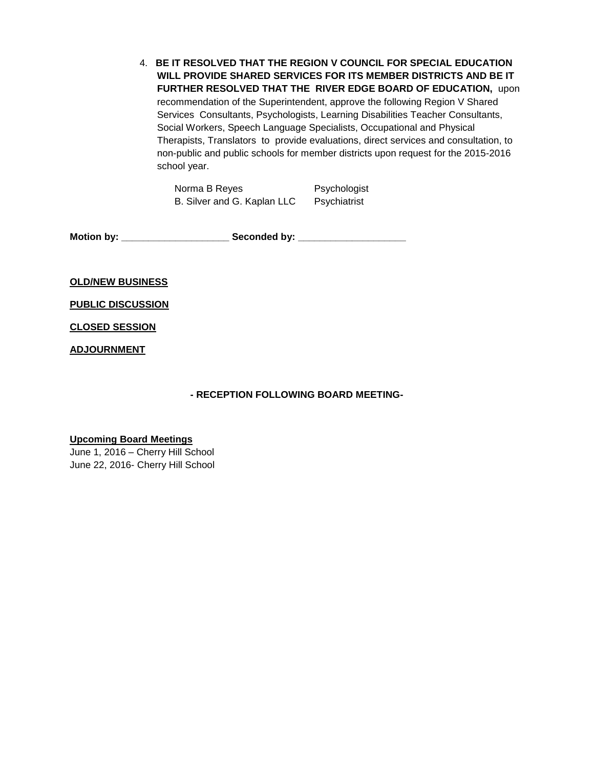4. **BE IT RESOLVED THAT THE REGION V COUNCIL FOR SPECIAL EDUCATION WILL PROVIDE SHARED SERVICES FOR ITS MEMBER DISTRICTS AND BE IT FURTHER RESOLVED THAT THE RIVER EDGE BOARD OF EDUCATION,** upon recommendation of the Superintendent, approve the following Region V Shared Services Consultants, Psychologists, Learning Disabilities Teacher Consultants, Social Workers, Speech Language Specialists, Occupational and Physical Therapists, Translators to provide evaluations, direct services and consultation, to non-public and public schools for member districts upon request for the 2015-2016 school year.

| | |
|---|---|
| Norma B Reyes | Psychologist |
| B. Silver and G. Kaplan LLC | Psychiatrist |

**Motion by: ____________________ Seconded by: ____________________**

**<u>OLD/NEW BUSINESS</u>**

**<u>PUBLIC DISCUSSION</u>**

**<u>CLOSED SESSION</u>**

**<u>ADJOURNMENT</u>**

**- RECEPTION FOLLOWING BOARD MEETING-**

**<u>Upcoming Board Meetings</u>**
June 1, 2016 – Cherry Hill School
June 22, 2016- Cherry Hill School